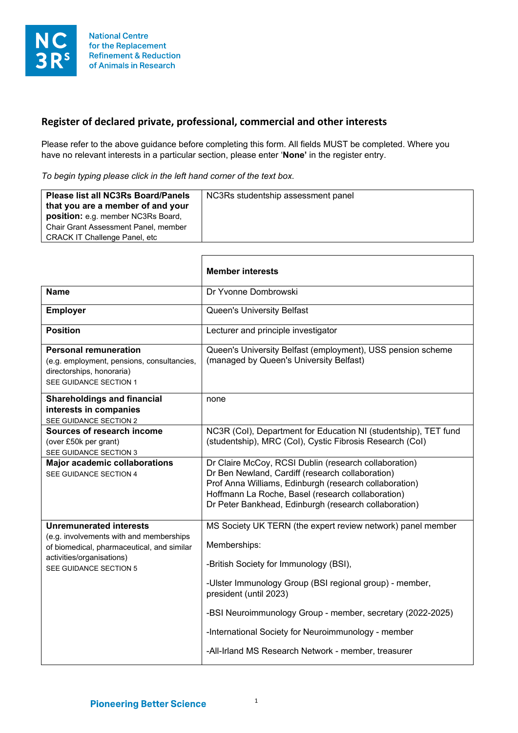National Centre for the Replacement Refinement & Reduction of Animals in Research

## Register of declared private, professional, commercial and other interests

Please refer to the above guidance before completing this form. All fields MUST be completed. Where you have no relevant interests in a particular section, please enter '**None**' in the register entry.

*To begin typing please click in the left hand corner of the text box.*

| **Please list all NC3Rs Board/Panels that you are a member of and your position:** e.g. member NC3Rs Board, Chair Grant Assessment Panel, member CRACK IT Challenge Panel, etc | NC3Rs studentship assessment panel |
|---|---|

| | **Member interests** |
|---|---|
| **Name** | Dr Yvonne Dombrowski |
| **Employer** | Queen's University Belfast |
| **Position** | Lecturer and principle investigator |
| **Personal remuneration** (e.g. employment, pensions, consultancies, directorships, honoraria) SEE GUIDANCE SECTION 1 | Queen's University Belfast (employment), USS pension scheme (managed by Queen's University Belfast) |
| **Shareholdings and financial interests in companies** SEE GUIDANCE SECTION 2 | none |
| **Sources of research income** (over £50k per grant) SEE GUIDANCE SECTION 3 | NC3R (CoI), Department for Education NI (studentship), TET fund (studentship), MRC (CoI), Cystic Fibrosis Research (CoI) |
| **Major academic collaborations** SEE GUIDANCE SECTION 4 | Dr Claire McCoy, RCSI Dublin (research collaboration)<br>Dr Ben Newland, Cardiff (research collaboration)<br>Prof Anna Williams, Edinburgh (research collaboration)<br>Hoffmann La Roche, Basel (research collaboration)<br>Dr Peter Bankhead, Edinburgh (research collaboration) |
| **Unremunerated interests** (e.g. involvements with and memberships of biomedical, pharmaceutical, and similar activities/organisations) SEE GUIDANCE SECTION 5 | MS Society UK TERN (the expert review network) panel member<br><br>Memberships:<br><br>-British Society for Immunology (BSI),<br><br>-Ulster Immunology Group (BSI regional group) - member, president (until 2023)<br><br>-BSI Neuroimmunology Group - member, secretary (2022-2025)<br><br>-International Society for Neuroimmunology - member<br><br>-All-Irland MS Research Network - member, treasurer |

Pioneering Better Science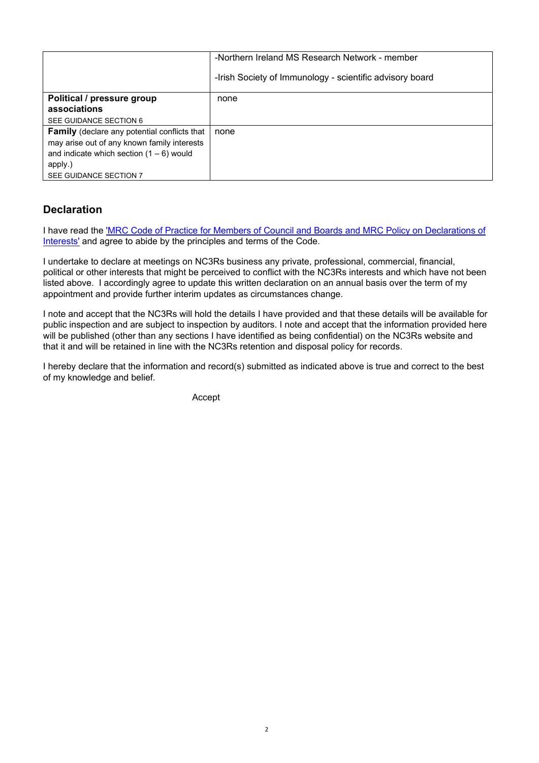| | |
|---|---|
| | -Northern Ireland MS Research Network - member<br><br>-Irish Society of Immunology - scientific advisory board |
| **Political / pressure group associations**<br>SEE GUIDANCE SECTION 6 | none |
| **Family** (declare any potential conflicts that may arise out of any known family interests and indicate which section (1 – 6) would apply.)<br>SEE GUIDANCE SECTION 7 | none |

## Declaration

I have read the 'MRC Code of Practice for Members of Council and Boards and MRC Policy on Declarations of Interests' and agree to abide by the principles and terms of the Code.

I undertake to declare at meetings on NC3Rs business any private, professional, commercial, financial, political or other interests that might be perceived to conflict with the NC3Rs interests and which have not been listed above. I accordingly agree to update this written declaration on an annual basis over the term of my appointment and provide further interim updates as circumstances change.

I note and accept that the NC3Rs will hold the details I have provided and that these details will be available for public inspection and are subject to inspection by auditors. I note and accept that the information provided here will be published (other than any sections I have identified as being confidential) on the NC3Rs website and that it and will be retained in line with the NC3Rs retention and disposal policy for records.

I hereby declare that the information and record(s) submitted as indicated above is true and correct to the best of my knowledge and belief.

Accept